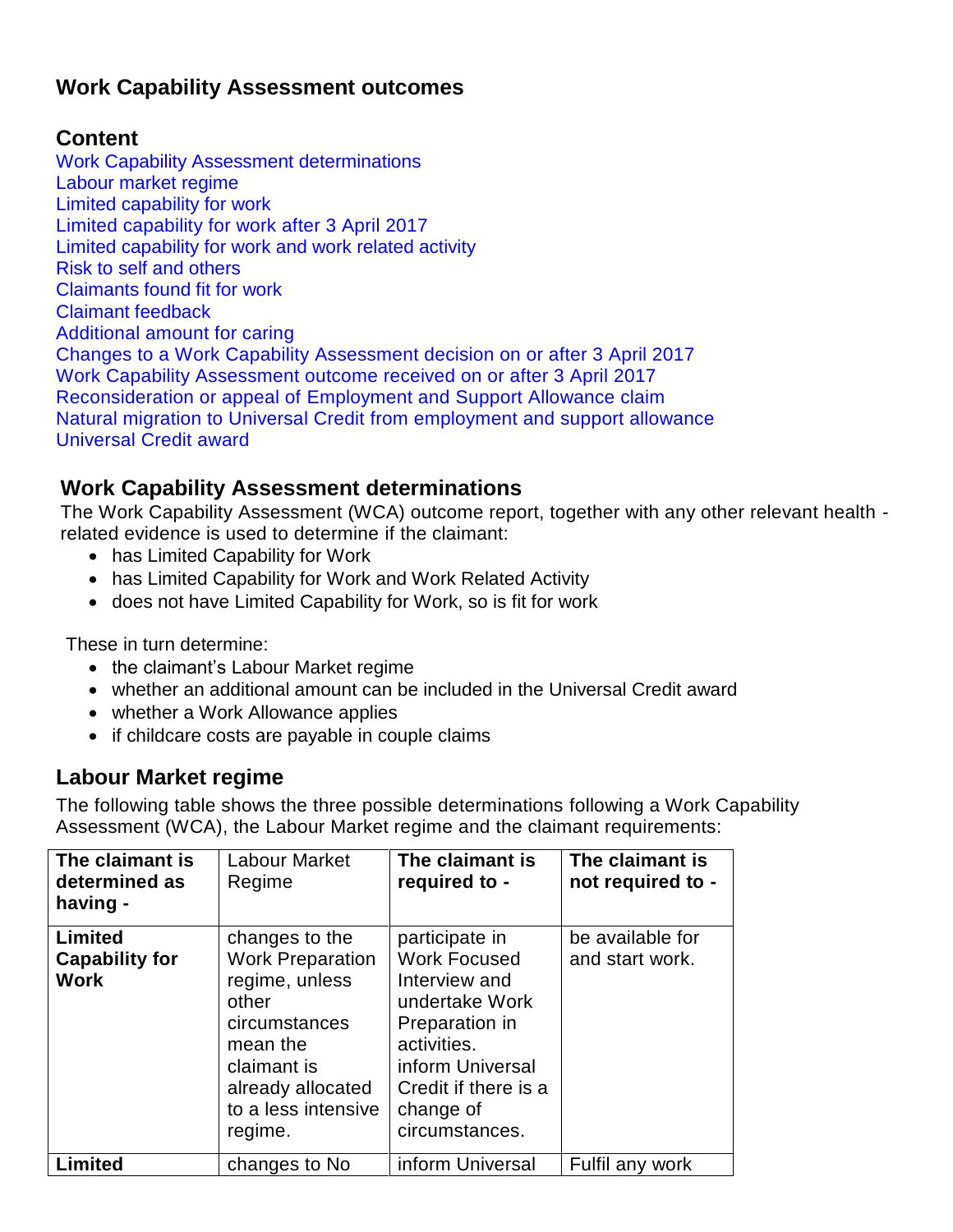# Work Capability Assessment outcomes

## Content

Work Capability Assessment determinations
Labour market regime
Limited capability for work
Limited capability for work after 3 April 2017
Limited capability for work and work related activity
Risk to self and others
Claimants found fit for work
Claimant feedback
Additional amount for caring
Changes to a Work Capability Assessment decision on or after 3 April 2017
Work Capability Assessment outcome received on or after 3 April 2017
Reconsideration or appeal of Employment and Support Allowance claim
Natural migration to Universal Credit from employment and support allowance
Universal Credit award

## Work Capability Assessment determinations

The Work Capability Assessment (WCA) outcome report, together with any other relevant health - related evidence is used to determine if the claimant:

- has Limited Capability for Work
- has Limited Capability for Work and Work Related Activity
- does not have Limited Capability for Work, so is fit for work

These in turn determine:

- the claimant's Labour Market regime
- whether an additional amount can be included in the Universal Credit award
- whether a Work Allowance applies
- if childcare costs are payable in couple claims

## Labour Market regime

The following table shows the three possible determinations following a Work Capability Assessment (WCA), the Labour Market regime and the claimant requirements:

| **The claimant is determined as having -** | Labour Market Regime | **The claimant is required to -** | **The claimant is not required to -** |
|---|---|---|---|
| **Limited Capability for Work** | changes to the Work Preparation regime, unless other circumstances mean the claimant is already allocated to a less intensive regime. | participate in Work Focused Interview and undertake Work Preparation in activities. inform Universal Credit if there is a change of circumstances. | be available for and start work. |
| **Limited** | changes to No | inform Universal | Fulfil any work |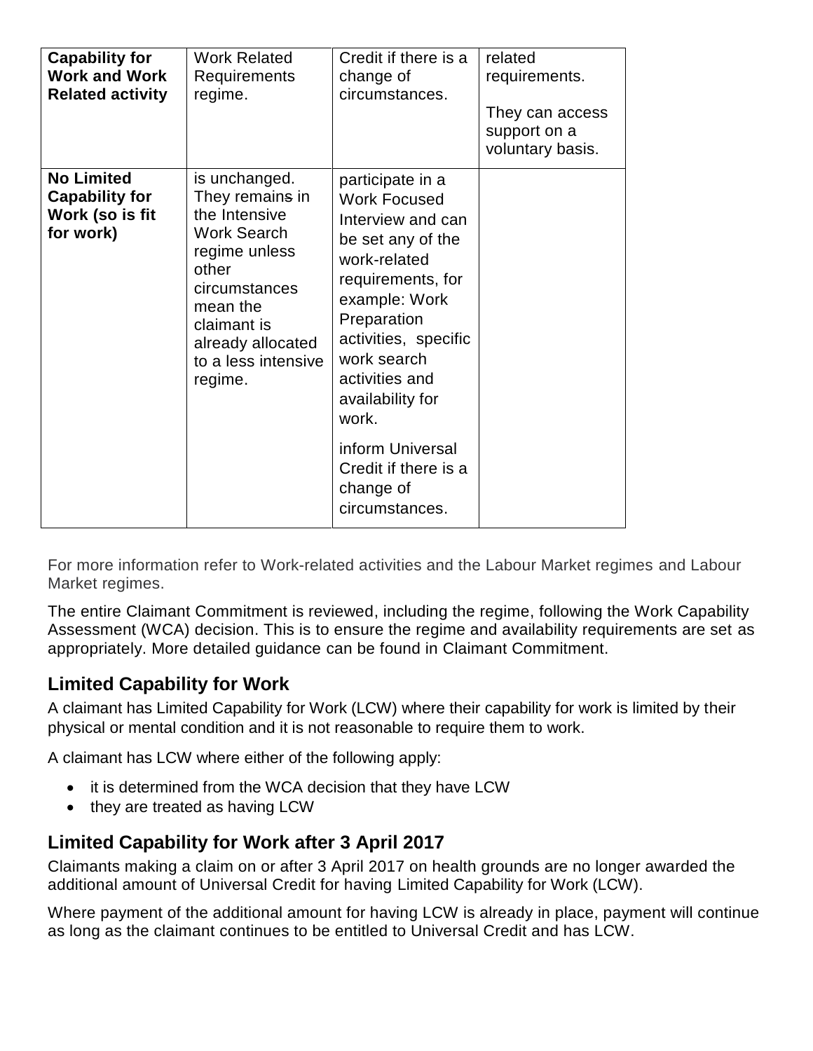| Capability for Work and Work Related activity | Work Related Requirements regime. | Credit if there is a change of circumstances. | related requirements.<br><br>They can access support on a voluntary basis. |
|---|---|---|---|
| **No Limited Capability for Work (so is fit for work)** | is unchanged. They remains in the Intensive Work Search regime unless other circumstances mean the claimant is already allocated to a less intensive regime. | participate in a Work Focused Interview and can be set any of the work-related requirements, for example: Work Preparation activities, specific work search activities and availability for work.<br><br>inform Universal Credit if there is a change of circumstances. | |

For more information refer to Work-related activities and the Labour Market regimes and Labour Market regimes.

The entire Claimant Commitment is reviewed, including the regime, following the Work Capability Assessment (WCA) decision. This is to ensure the regime and availability requirements are set as appropriately. More detailed guidance can be found in Claimant Commitment.

## Limited Capability for Work

A claimant has Limited Capability for Work (LCW) where their capability for work is limited by their physical or mental condition and it is not reasonable to require them to work.

A claimant has LCW where either of the following apply:

- it is determined from the WCA decision that they have LCW
- they are treated as having LCW

## Limited Capability for Work after 3 April 2017

Claimants making a claim on or after 3 April 2017 on health grounds are no longer awarded the additional amount of Universal Credit for having Limited Capability for Work (LCW).

Where payment of the additional amount for having LCW is already in place, payment will continue as long as the claimant continues to be entitled to Universal Credit and has LCW.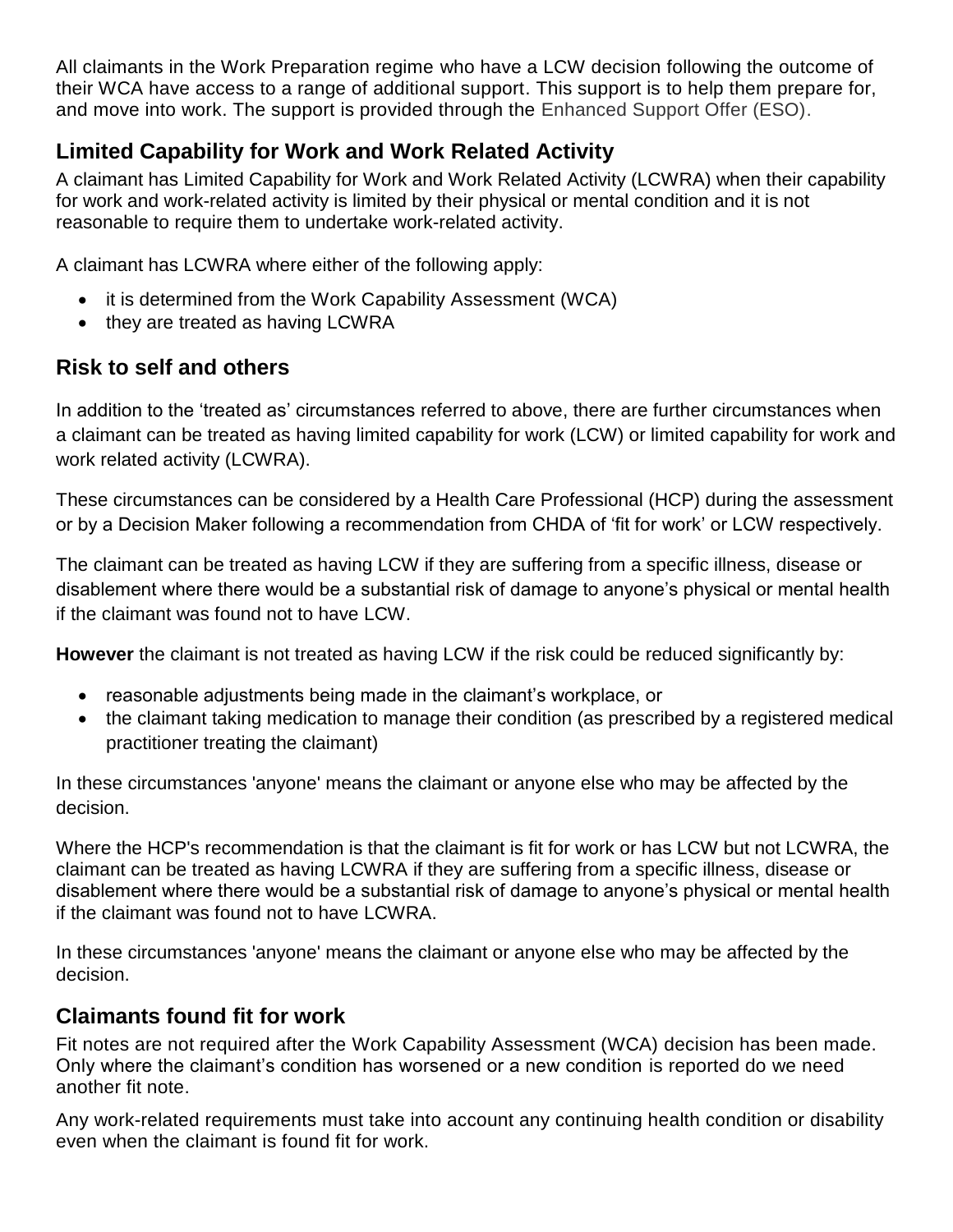All claimants in the Work Preparation regime who have a LCW decision following the outcome of their WCA have access to a range of additional support. This support is to help them prepare for, and move into work. The support is provided through the Enhanced Support Offer (ESO).

## Limited Capability for Work and Work Related Activity

A claimant has Limited Capability for Work and Work Related Activity (LCWRA) when their capability for work and work-related activity is limited by their physical or mental condition and it is not reasonable to require them to undertake work-related activity.

A claimant has LCWRA where either of the following apply:

- it is determined from the Work Capability Assessment (WCA)
- they are treated as having LCWRA

## Risk to self and others

In addition to the 'treated as' circumstances referred to above, there are further circumstances when a claimant can be treated as having limited capability for work (LCW) or limited capability for work and work related activity (LCWRA).

These circumstances can be considered by a Health Care Professional (HCP) during the assessment or by a Decision Maker following a recommendation from CHDA of 'fit for work' or LCW respectively.

The claimant can be treated as having LCW if they are suffering from a specific illness, disease or disablement where there would be a substantial risk of damage to anyone's physical or mental health if the claimant was found not to have LCW.

**However** the claimant is not treated as having LCW if the risk could be reduced significantly by:

- reasonable adjustments being made in the claimant's workplace, or
- the claimant taking medication to manage their condition (as prescribed by a registered medical practitioner treating the claimant)

In these circumstances 'anyone' means the claimant or anyone else who may be affected by the decision.

Where the HCP's recommendation is that the claimant is fit for work or has LCW but not LCWRA, the claimant can be treated as having LCWRA if they are suffering from a specific illness, disease or disablement where there would be a substantial risk of damage to anyone's physical or mental health if the claimant was found not to have LCWRA.

In these circumstances 'anyone' means the claimant or anyone else who may be affected by the decision.

## Claimants found fit for work

Fit notes are not required after the Work Capability Assessment (WCA) decision has been made. Only where the claimant's condition has worsened or a new condition is reported do we need another fit note.

Any work-related requirements must take into account any continuing health condition or disability even when the claimant is found fit for work.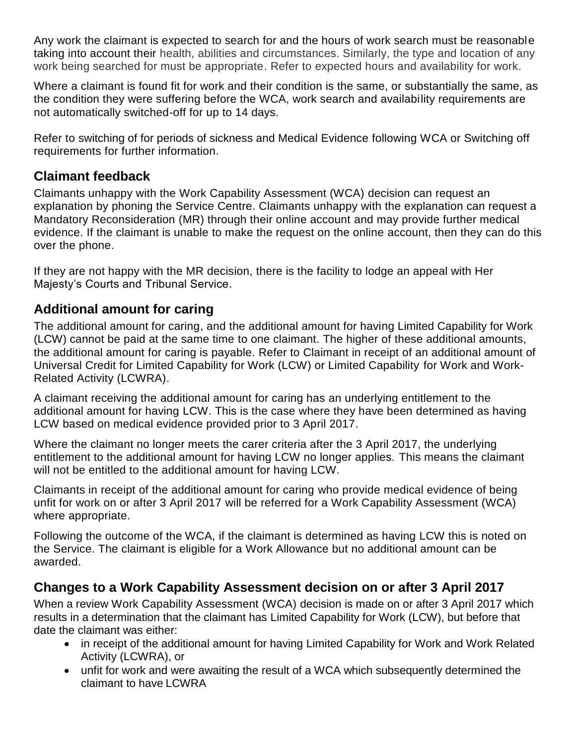Any work the claimant is expected to search for and the hours of work search must be reasonable taking into account their health, abilities and circumstances. Similarly, the type and location of any work being searched for must be appropriate. Refer to expected hours and availability for work.

Where a claimant is found fit for work and their condition is the same, or substantially the same, as the condition they were suffering before the WCA, work search and availability requirements are not automatically switched-off for up to 14 days.

Refer to switching of for periods of sickness and Medical Evidence following WCA or Switching off requirements for further information.

## Claimant feedback

Claimants unhappy with the Work Capability Assessment (WCA) decision can request an explanation by phoning the Service Centre. Claimants unhappy with the explanation can request a Mandatory Reconsideration (MR) through their online account and may provide further medical evidence. If the claimant is unable to make the request on the online account, then they can do this over the phone.

If they are not happy with the MR decision, there is the facility to lodge an appeal with Her Majesty's Courts and Tribunal Service.

## Additional amount for caring

The additional amount for caring, and the additional amount for having Limited Capability for Work (LCW) cannot be paid at the same time to one claimant. The higher of these additional amounts, the additional amount for caring is payable. Refer to Claimant in receipt of an additional amount of Universal Credit for Limited Capability for Work (LCW) or Limited Capability for Work and Work-Related Activity (LCWRA).

A claimant receiving the additional amount for caring has an underlying entitlement to the additional amount for having LCW. This is the case where they have been determined as having LCW based on medical evidence provided prior to 3 April 2017.

Where the claimant no longer meets the carer criteria after the 3 April 2017, the underlying entitlement to the additional amount for having LCW no longer applies. This means the claimant will not be entitled to the additional amount for having LCW.

Claimants in receipt of the additional amount for caring who provide medical evidence of being unfit for work on or after 3 April 2017 will be referred for a Work Capability Assessment (WCA) where appropriate.

Following the outcome of the WCA, if the claimant is determined as having LCW this is noted on the Service. The claimant is eligible for a Work Allowance but no additional amount can be awarded.

## Changes to a Work Capability Assessment decision on or after 3 April 2017

When a review Work Capability Assessment (WCA) decision is made on or after 3 April 2017 which results in a determination that the claimant has Limited Capability for Work (LCW), but before that date the claimant was either:

- in receipt of the additional amount for having Limited Capability for Work and Work Related Activity (LCWRA), or
- unfit for work and were awaiting the result of a WCA which subsequently determined the claimant to have LCWRA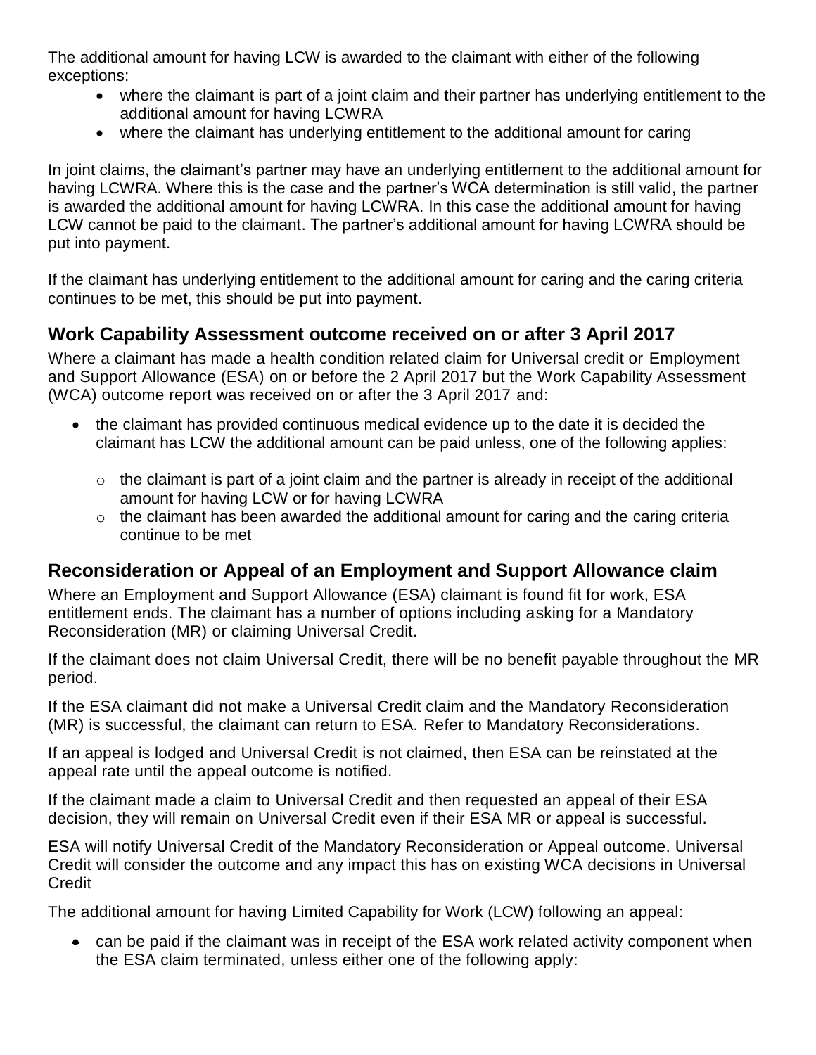The additional amount for having LCW is awarded to the claimant with either of the following exceptions:

- where the claimant is part of a joint claim and their partner has underlying entitlement to the additional amount for having LCWRA
- where the claimant has underlying entitlement to the additional amount for caring

In joint claims, the claimant's partner may have an underlying entitlement to the additional amount for having LCWRA. Where this is the case and the partner's WCA determination is still valid, the partner is awarded the additional amount for having LCWRA. In this case the additional amount for having LCW cannot be paid to the claimant. The partner's additional amount for having LCWRA should be put into payment.

If the claimant has underlying entitlement to the additional amount for caring and the caring criteria continues to be met, this should be put into payment.

## Work Capability Assessment outcome received on or after 3 April 2017

Where a claimant has made a health condition related claim for Universal credit or Employment and Support Allowance (ESA) on or before the 2 April 2017 but the Work Capability Assessment (WCA) outcome report was received on or after the 3 April 2017 and:

- the claimant has provided continuous medical evidence up to the date it is decided the claimant has LCW the additional amount can be paid unless, one of the following applies:
  - the claimant is part of a joint claim and the partner is already in receipt of the additional amount for having LCW or for having LCWRA
  - the claimant has been awarded the additional amount for caring and the caring criteria continue to be met

## Reconsideration or Appeal of an Employment and Support Allowance claim

Where an Employment and Support Allowance (ESA) claimant is found fit for work, ESA entitlement ends. The claimant has a number of options including asking for a Mandatory Reconsideration (MR) or claiming Universal Credit.

If the claimant does not claim Universal Credit, there will be no benefit payable throughout the MR period.

If the ESA claimant did not make a Universal Credit claim and the Mandatory Reconsideration (MR) is successful, the claimant can return to ESA. Refer to Mandatory Reconsiderations.

If an appeal is lodged and Universal Credit is not claimed, then ESA can be reinstated at the appeal rate until the appeal outcome is notified.

If the claimant made a claim to Universal Credit and then requested an appeal of their ESA decision, they will remain on Universal Credit even if their ESA MR or appeal is successful.

ESA will notify Universal Credit of the Mandatory Reconsideration or Appeal outcome. Universal Credit will consider the outcome and any impact this has on existing WCA decisions in Universal Credit

The additional amount for having Limited Capability for Work (LCW) following an appeal:

- can be paid if the claimant was in receipt of the ESA work related activity component when the ESA claim terminated, unless either one of the following apply: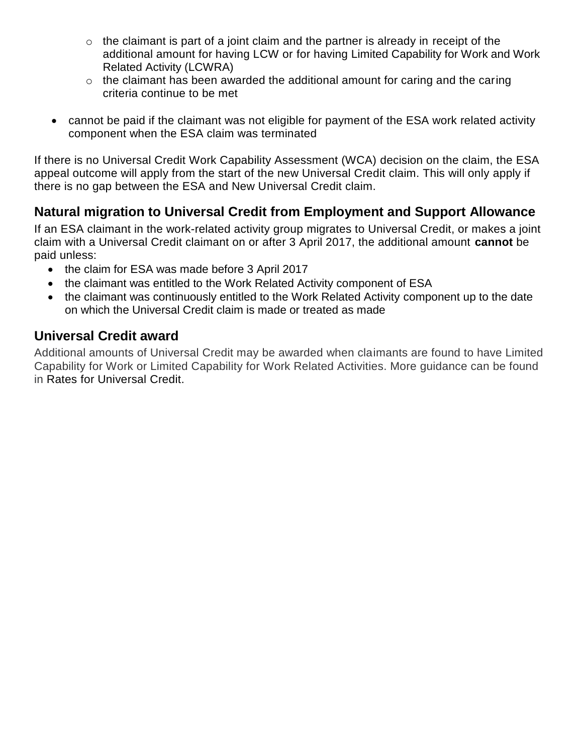- the claimant is part of a joint claim and the partner is already in receipt of the additional amount for having LCW or for having Limited Capability for Work and Work Related Activity (LCWRA)
    - the claimant has been awarded the additional amount for caring and the caring criteria continue to be met

- cannot be paid if the claimant was not eligible for payment of the ESA work related activity component when the ESA claim was terminated

If there is no Universal Credit Work Capability Assessment (WCA) decision on the claim, the ESA appeal outcome will apply from the start of the new Universal Credit claim. This will only apply if there is no gap between the ESA and New Universal Credit claim.

## Natural migration to Universal Credit from Employment and Support Allowance

If an ESA claimant in the work-related activity group migrates to Universal Credit, or makes a joint claim with a Universal Credit claimant on or after 3 April 2017, the additional amount **cannot** be paid unless:

- the claim for ESA was made before 3 April 2017
- the claimant was entitled to the Work Related Activity component of ESA
- the claimant was continuously entitled to the Work Related Activity component up to the date on which the Universal Credit claim is made or treated as made

## Universal Credit award

Additional amounts of Universal Credit may be awarded when claimants are found to have Limited Capability for Work or Limited Capability for Work Related Activities. More guidance can be found in Rates for Universal Credit.